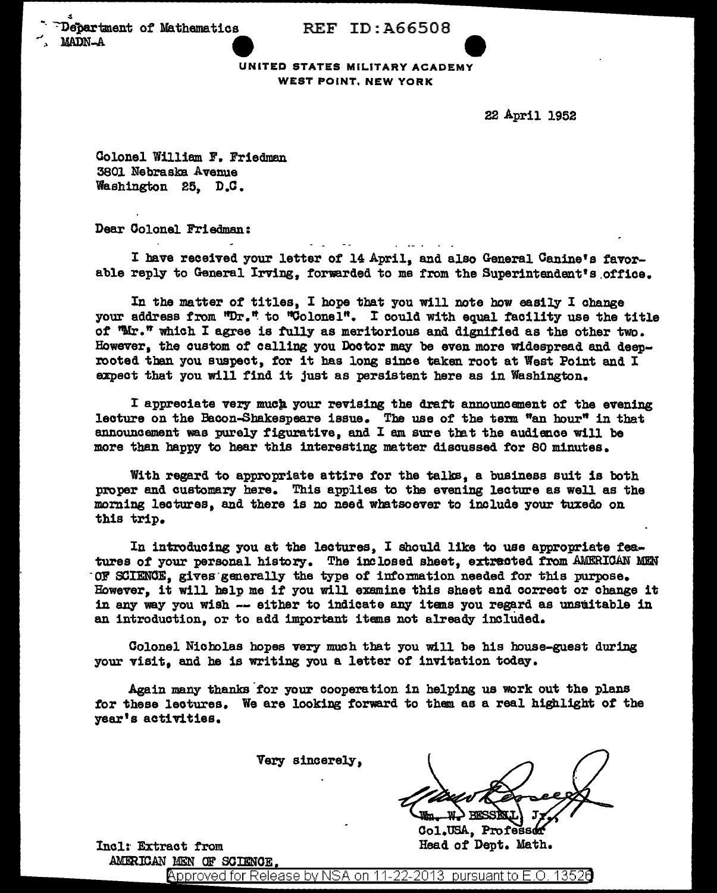Department of Mathematics
MADN-A

REF ID:A66508

UNITED STATES MILITARY ACADEMY
WEST POINT, NEW YORK

22 April 1952

Colonel William F. Friedman
3801 Nebraska Avenue
Washington 25, D.C.

Dear Colonel Friedman:

I have received your letter of 14 April, and also General Canine's favorable reply to General Irving, forwarded to me from the Superintendent's office.

In the matter of titles, I hope that you will note how easily I change your address from "Dr." to "Colonel". I could with equal facility use the title of "Mr." which I agree is fully as meritorious and dignified as the other two. However, the custom of calling you Doctor may be even more widespread and deep-rooted than you suspect, for it has long since taken root at West Point and I expect that you will find it just as persistent here as in Washington.

I appreciate very much your revising the draft announcement of the evening lecture on the Bacon-Shakespeare issue. The use of the term "an hour" in that announcement was purely figurative, and I am sure that the audience will be more than happy to hear this interesting matter discussed for 80 minutes.

With regard to appropriate attire for the talks, a business suit is both proper and customary here. This applies to the evening lecture as well as the morning lectures, and there is no need whatsoever to include your tuxedo on this trip.

In introducing you at the lectures, I should like to use appropriate features of your personal history. The inclosed sheet, extracted from AMERICAN MEN OF SCIENCE, gives generally the type of information needed for this purpose. However, it will help me if you will examine this sheet and correct or change it in any way you wish -- either to indicate any items you regard as unsuitable in an introduction, or to add important items not already included.

Colonel Nicholas hopes very much that you will be his house-guest during your visit, and he is writing you a letter of invitation today.

Again many thanks for your cooperation in helping us work out the plans for these lectures. We are looking forward to them as a real highlight of the year's activities.

Very sincerely,

Wm. W. BESSELL, Jr.,
Col.USA, Professor
Head of Dept. Math.

Incl: Extract from
AMERICAN MEN OF SCIENCE.

Approved for Release by NSA on 11-22-2013 pursuant to E.O. 13526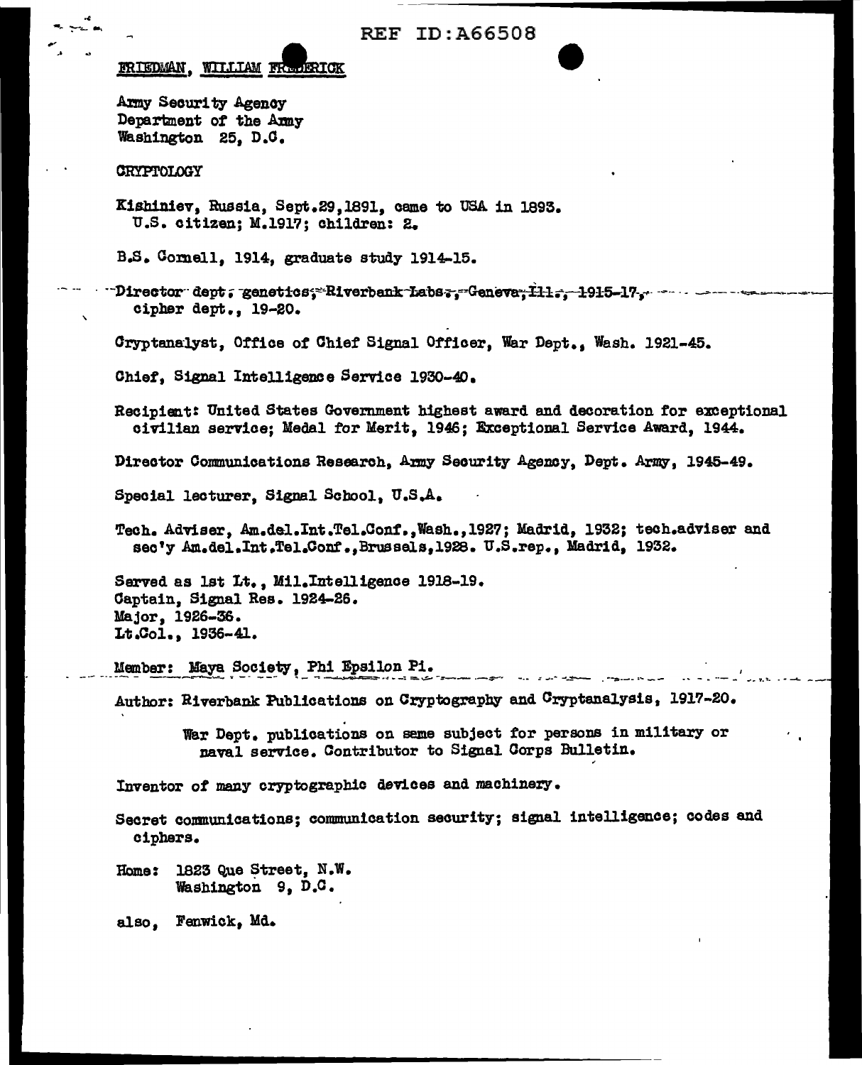REF ID:A66508

FRIEDMAN, WILLIAM FREDERICK

Army Security Agency
Department of the Army
Washington 25, D.C.

CRYPTOLOGY

Kishiniev, Russia, Sept.29,1891, came to USA in 1893.
U.S. citizen; M.1917; children: 2.

B.S. Cornell, 1914, graduate study 1914-15.

Director dept. genetics, Riverbank Labs., Geneva, Ill., 1915-17, cipher dept., 19-20.

Cryptanalyst, Office of Chief Signal Officer, War Dept., Wash. 1921-45.

Chief, Signal Intelligence Service 1930-40.

Recipient: United States Government highest award and decoration for exceptional civilian service; Medal for Merit, 1946; Exceptional Service Award, 1944.

Director Communications Research, Army Security Agency, Dept. Army, 1945-49.

Special lecturer, Signal School, U.S.A.

Tech. Adviser, Am.del.Int.Tel.Conf.,Wash.,1927; Madrid, 1932; tech.adviser and sec'y Am.del.Int.Tel.Conf.,Brussels,1928. U.S.rep., Madrid, 1932.

Served as 1st Lt., Mil.Intelligence 1918-19.
Captain, Signal Res. 1924-26.
Major, 1926-36.
Lt.Col., 1936-41.

Member: Maya Society, Phi Epsilon Pi.

Author: Riverbank Publications on Cryptography and Cryptanalysis, 1917-20.

War Dept. publications on same subject for persons in military or naval service. Contributor to Signal Corps Bulletin.

Inventor of many cryptographic devices and machinery.

Secret communications; communication security; signal intelligence; codes and ciphers.

Home: 1823 Que Street, N.W.
Washington 9, D.C.

also, Fenwick, Md.